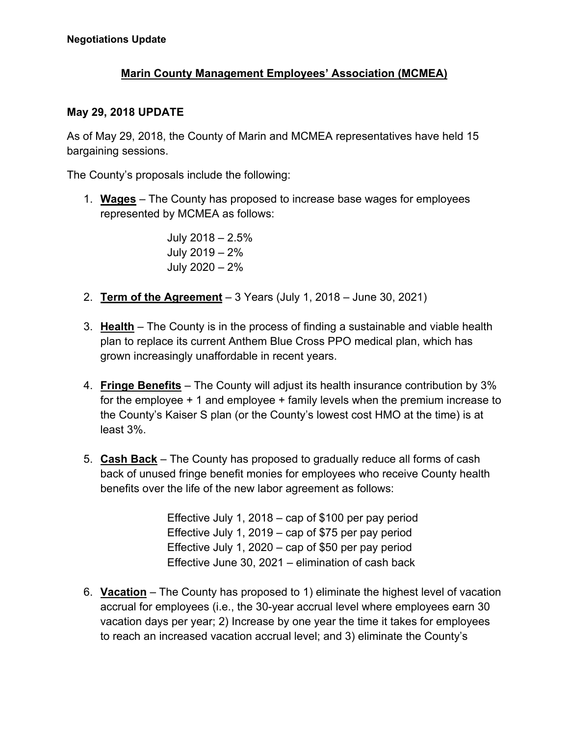**Negotiations Update**

## Marin County Management Employees' Association (MCMEA)

### May 29, 2018 UPDATE

As of May 29, 2018, the County of Marin and MCMEA representatives have held 15 bargaining sessions.

The County's proposals include the following:

1. **Wages** – The County has proposed to increase base wages for employees represented by MCMEA as follows:

   July 2018 – 2.5%
   July 2019 – 2%
   July 2020 – 2%

2. **Term of the Agreement** – 3 Years (July 1, 2018 – June 30, 2021)

3. **Health** – The County is in the process of finding a sustainable and viable health plan to replace its current Anthem Blue Cross PPO medical plan, which has grown increasingly unaffordable in recent years.

4. **Fringe Benefits** – The County will adjust its health insurance contribution by 3% for the employee + 1 and employee + family levels when the premium increase to the County's Kaiser S plan (or the County's lowest cost HMO at the time) is at least 3%.

5. **Cash Back** – The County has proposed to gradually reduce all forms of cash back of unused fringe benefit monies for employees who receive County health benefits over the life of the new labor agreement as follows:

   Effective July 1, 2018 – cap of $100 per pay period
   Effective July 1, 2019 – cap of $75 per pay period
   Effective July 1, 2020 – cap of $50 per pay period
   Effective June 30, 2021 – elimination of cash back

6. **Vacation** – The County has proposed to 1) eliminate the highest level of vacation accrual for employees (i.e., the 30-year accrual level where employees earn 30 vacation days per year; 2) Increase by one year the time it takes for employees to reach an increased vacation accrual level; and 3) eliminate the County's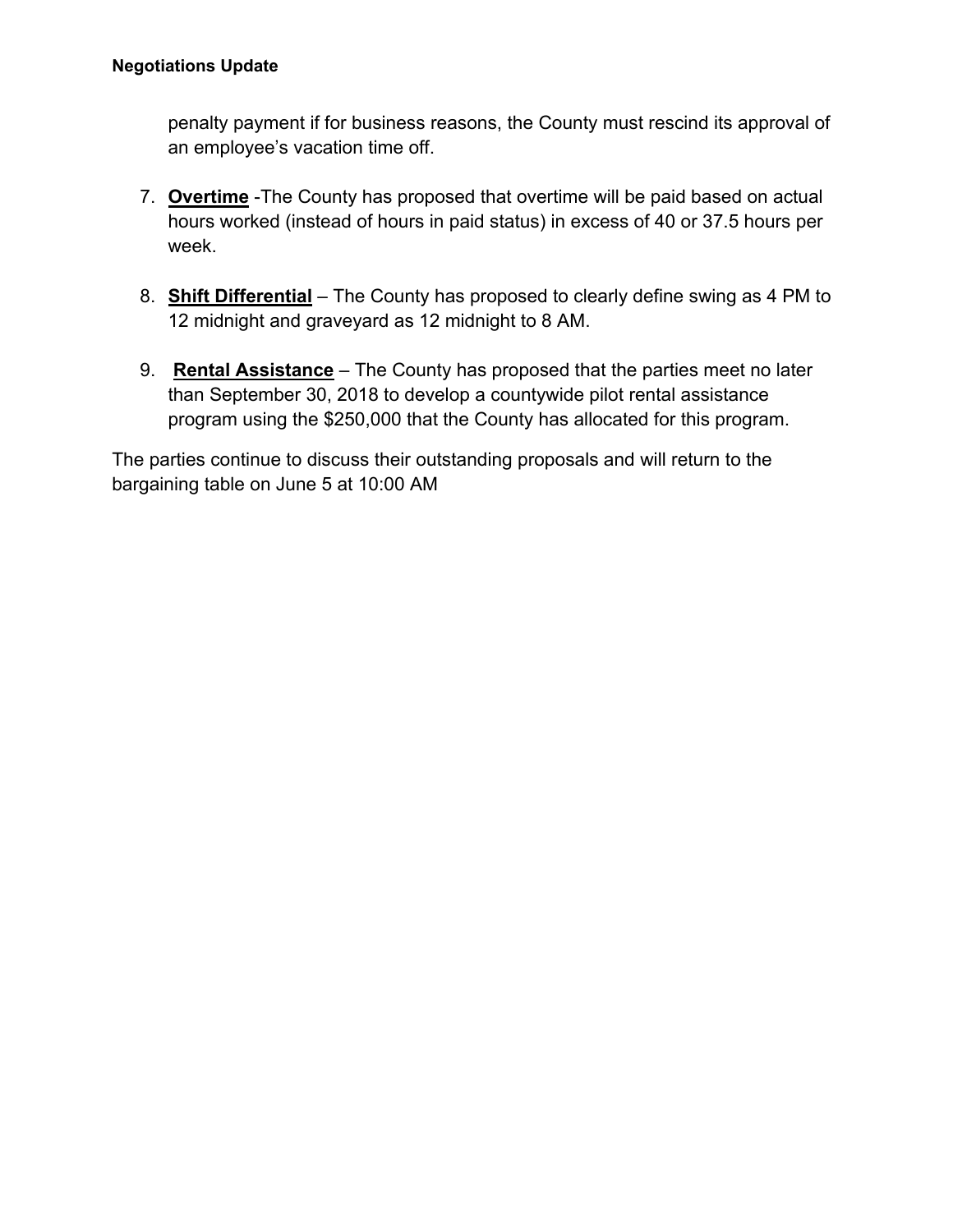penalty payment if for business reasons, the County must rescind its approval of an employee's vacation time off.

7. **Overtime** -The County has proposed that overtime will be paid based on actual hours worked (instead of hours in paid status) in excess of 40 or 37.5 hours per week.

8. **Shift Differential** – The County has proposed to clearly define swing as 4 PM to 12 midnight and graveyard as 12 midnight to 8 AM.

9. **Rental Assistance** – The County has proposed that the parties meet no later than September 30, 2018 to develop a countywide pilot rental assistance program using the $250,000 that the County has allocated for this program.

The parties continue to discuss their outstanding proposals and will return to the bargaining table on June 5 at 10:00 AM